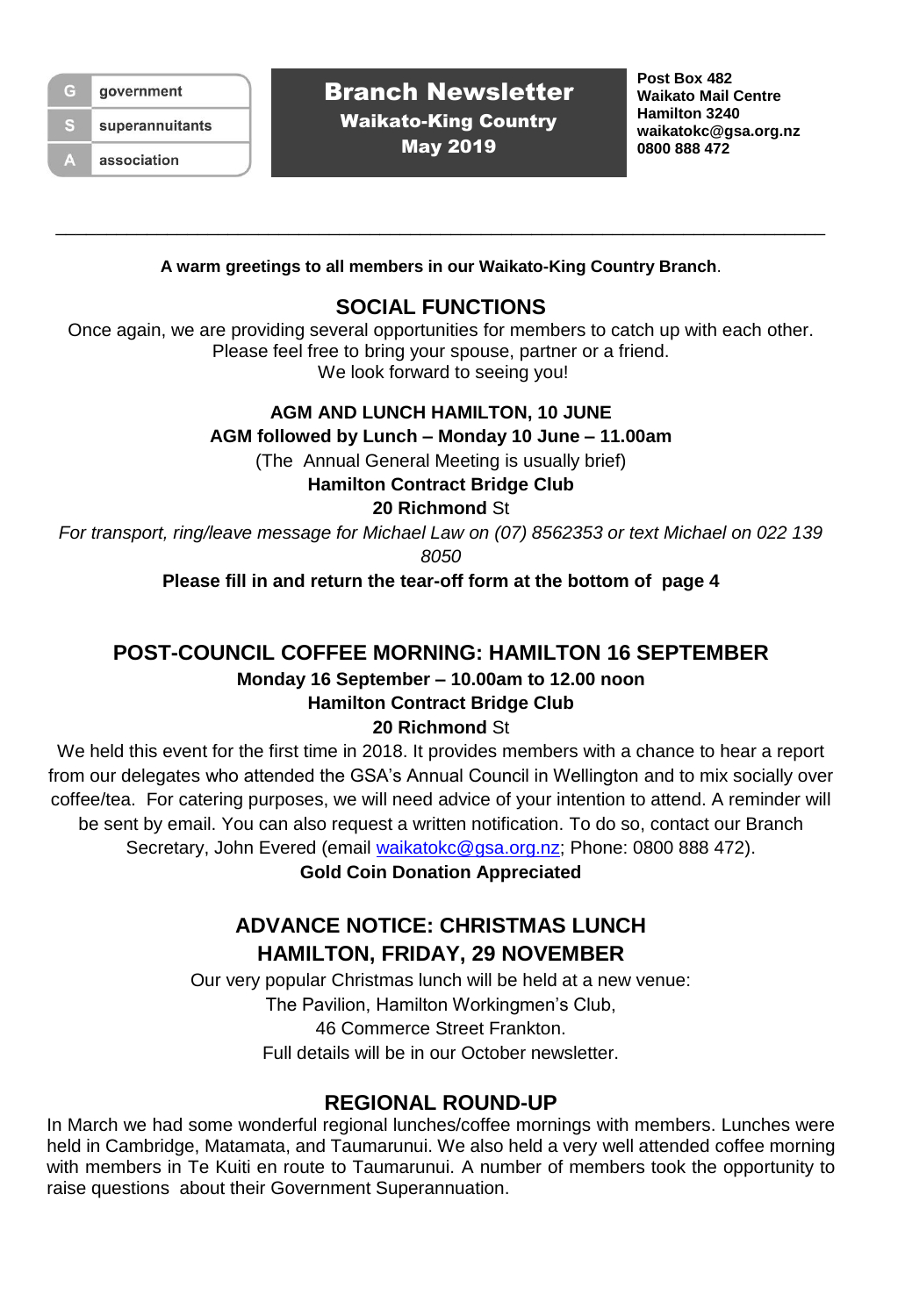G government
S superannuitants
A association

# Branch Newsletter
**Waikato-King Country**
**May 2019**

**Post Box 482**
**Waikato Mail Centre**
**Hamilton 3240**
**waikatokc@gsa.org.nz**
**0800 888 472**

---

**A warm greetings to all members in our Waikato-King Country Branch**.

## SOCIAL FUNCTIONS

Once again, we are providing several opportunities for members to catch up with each other. Please feel free to bring your spouse, partner or a friend.
We look forward to seeing you!

### AGM AND LUNCH HAMILTON, 10 JUNE

**AGM followed by Lunch – Monday 10 June – 11.00am**

(The Annual General Meeting is usually brief)

**Hamilton Contract Bridge Club**

**20 Richmond** St

*For transport, ring/leave message for Michael Law on (07) 8562353 or text Michael on 022 139 8050*

**Please fill in and return the tear-off form at the bottom of page 4**

## POST-COUNCIL COFFEE MORNING: HAMILTON 16 SEPTEMBER

**Monday 16 September – 10.00am to 12.00 noon**

**Hamilton Contract Bridge Club**

**20 Richmond** St

We held this event for the first time in 2018. It provides members with a chance to hear a report from our delegates who attended the GSA's Annual Council in Wellington and to mix socially over coffee/tea. For catering purposes, we will need advice of your intention to attend. A reminder will be sent by email. You can also request a written notification. To do so, contact our Branch Secretary, John Evered (email waikatokc@gsa.org.nz; Phone: 0800 888 472).

**Gold Coin Donation Appreciated**

## ADVANCE NOTICE: CHRISTMAS LUNCH HAMILTON, FRIDAY, 29 NOVEMBER

Our very popular Christmas lunch will be held at a new venue:
The Pavilion, Hamilton Workingmen's Club,
46 Commerce Street Frankton.
Full details will be in our October newsletter.

## REGIONAL ROUND-UP

In March we had some wonderful regional lunches/coffee mornings with members. Lunches were held in Cambridge, Matamata, and Taumarunui. We also held a very well attended coffee morning with members in Te Kuiti en route to Taumarunui. A number of members took the opportunity to raise questions about their Government Superannuation.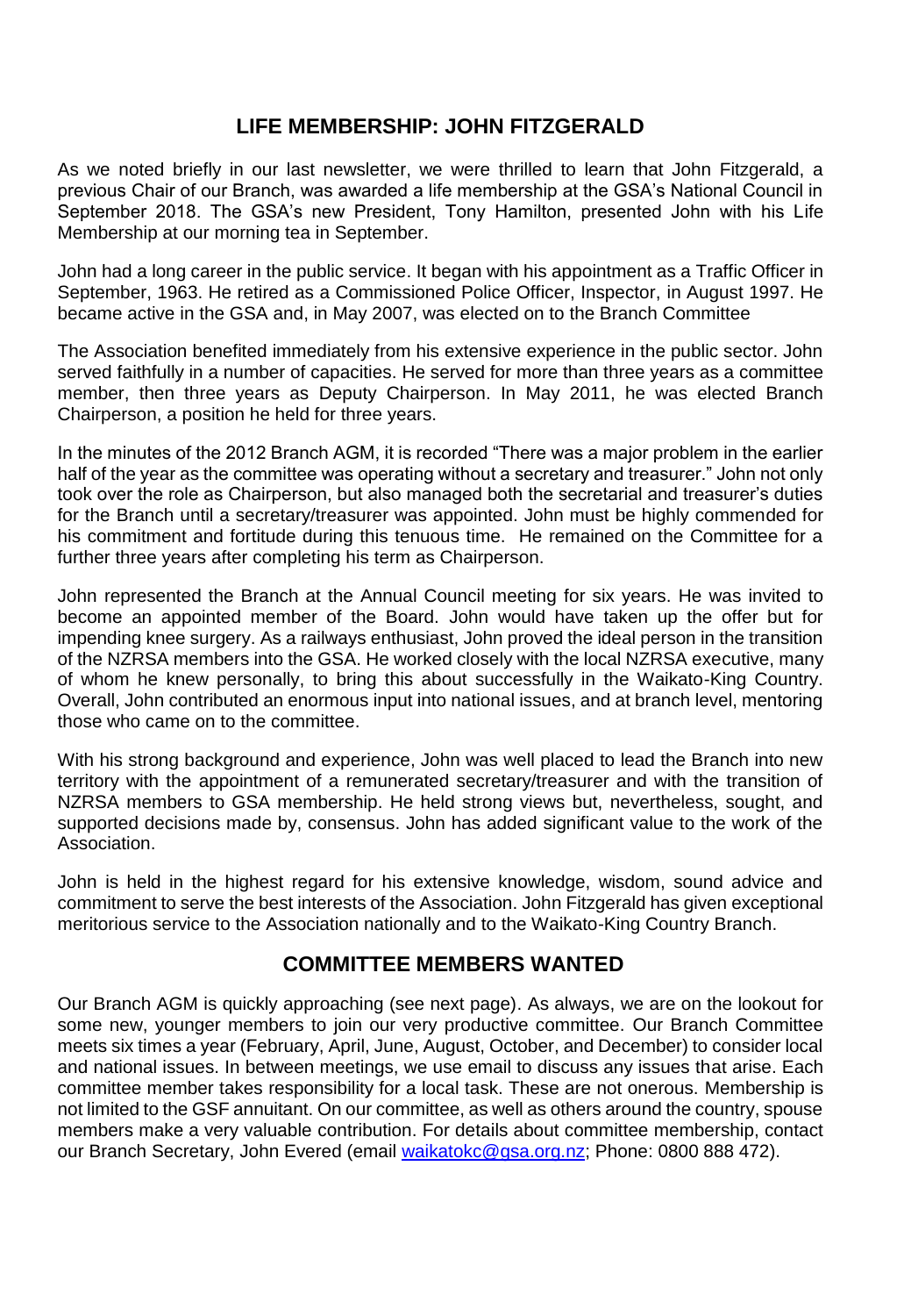## LIFE MEMBERSHIP: JOHN FITZGERALD

As we noted briefly in our last newsletter, we were thrilled to learn that John Fitzgerald, a previous Chair of our Branch, was awarded a life membership at the GSA's National Council in September 2018. The GSA's new President, Tony Hamilton, presented John with his Life Membership at our morning tea in September.

John had a long career in the public service. It began with his appointment as a Traffic Officer in September, 1963. He retired as a Commissioned Police Officer, Inspector, in August 1997. He became active in the GSA and, in May 2007, was elected on to the Branch Committee

The Association benefited immediately from his extensive experience in the public sector. John served faithfully in a number of capacities. He served for more than three years as a committee member, then three years as Deputy Chairperson. In May 2011, he was elected Branch Chairperson, a position he held for three years.

In the minutes of the 2012 Branch AGM, it is recorded "There was a major problem in the earlier half of the year as the committee was operating without a secretary and treasurer." John not only took over the role as Chairperson, but also managed both the secretarial and treasurer's duties for the Branch until a secretary/treasurer was appointed. John must be highly commended for his commitment and fortitude during this tenuous time. He remained on the Committee for a further three years after completing his term as Chairperson.

John represented the Branch at the Annual Council meeting for six years. He was invited to become an appointed member of the Board. John would have taken up the offer but for impending knee surgery. As a railways enthusiast, John proved the ideal person in the transition of the NZRSA members into the GSA. He worked closely with the local NZRSA executive, many of whom he knew personally, to bring this about successfully in the Waikato-King Country. Overall, John contributed an enormous input into national issues, and at branch level, mentoring those who came on to the committee.

With his strong background and experience, John was well placed to lead the Branch into new territory with the appointment of a remunerated secretary/treasurer and with the transition of NZRSA members to GSA membership. He held strong views but, nevertheless, sought, and supported decisions made by, consensus. John has added significant value to the work of the Association.

John is held in the highest regard for his extensive knowledge, wisdom, sound advice and commitment to serve the best interests of the Association. John Fitzgerald has given exceptional meritorious service to the Association nationally and to the Waikato-King Country Branch.

## COMMITTEE MEMBERS WANTED

Our Branch AGM is quickly approaching (see next page). As always, we are on the lookout for some new, younger members to join our very productive committee. Our Branch Committee meets six times a year (February, April, June, August, October, and December) to consider local and national issues. In between meetings, we use email to discuss any issues that arise. Each committee member takes responsibility for a local task. These are not onerous. Membership is not limited to the GSF annuitant. On our committee, as well as others around the country, spouse members make a very valuable contribution. For details about committee membership, contact our Branch Secretary, John Evered (email waikatokc@gsa.org.nz; Phone: 0800 888 472).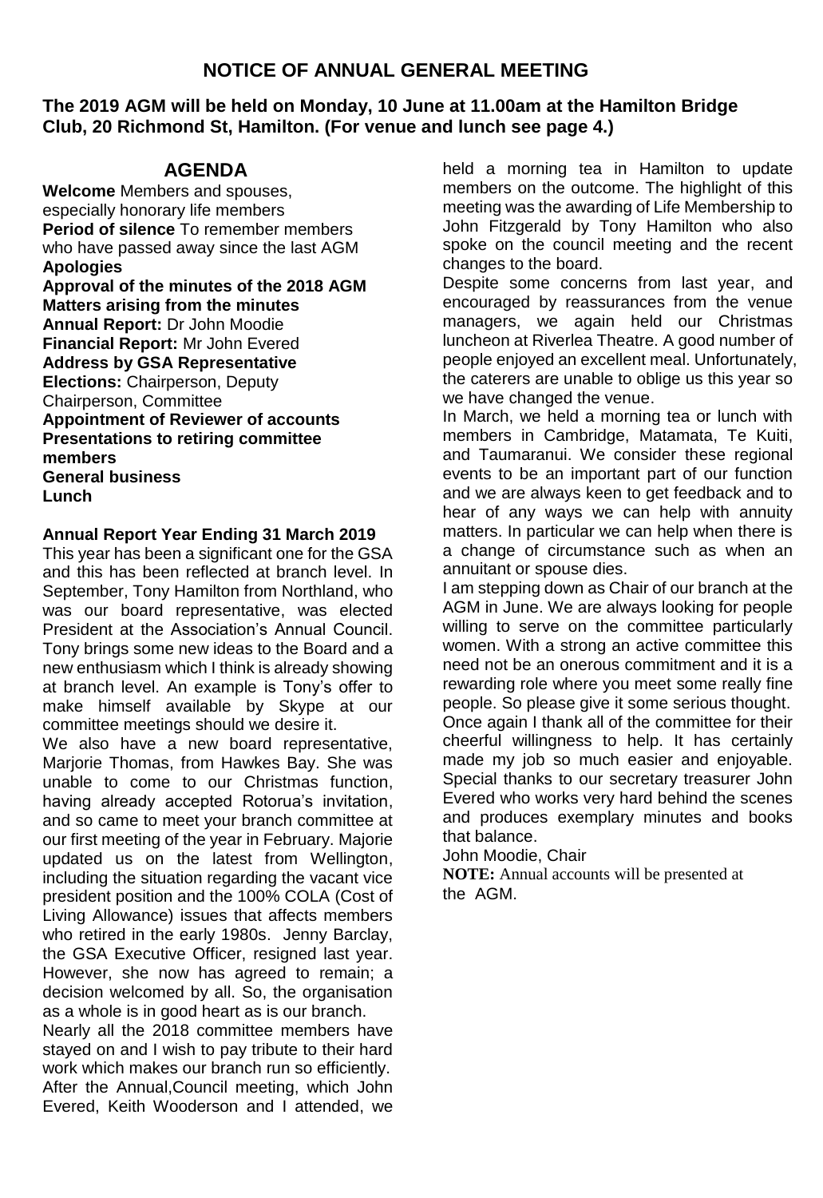# NOTICE OF ANNUAL GENERAL MEETING

**The 2019 AGM will be held on Monday, 10 June at 11.00am at the Hamilton Bridge Club, 20 Richmond St, Hamilton. (For venue and lunch see page 4.)**

## AGENDA

**Welcome** Members and spouses, especially honorary life members
**Period of silence** To remember members who have passed away since the last AGM
**Apologies**
**Approval of the minutes of the 2018 AGM**
**Matters arising from the minutes**
**Annual Report:** Dr John Moodie
**Financial Report:** Mr John Evered
**Address by GSA Representative**
**Elections:** Chairperson, Deputy Chairperson, Committee
**Appointment of Reviewer of accounts**
**Presentations to retiring committee members**
**General business**
**Lunch**

### Annual Report Year Ending 31 March 2019

This year has been a significant one for the GSA and this has been reflected at branch level. In September, Tony Hamilton from Northland, who was our board representative, was elected President at the Association's Annual Council. Tony brings some new ideas to the Board and a new enthusiasm which I think is already showing at branch level. An example is Tony's offer to make himself available by Skype at our committee meetings should we desire it.

We also have a new board representative, Marjorie Thomas, from Hawkes Bay. She was unable to come to our Christmas function, having already accepted Rotorua's invitation, and so came to meet your branch committee at our first meeting of the year in February. Majorie updated us on the latest from Wellington, including the situation regarding the vacant vice president position and the 100% COLA (Cost of Living Allowance) issues that affects members who retired in the early 1980s. Jenny Barclay, the GSA Executive Officer, resigned last year. However, she now has agreed to remain; a decision welcomed by all. So, the organisation as a whole is in good heart as is our branch.

Nearly all the 2018 committee members have stayed on and I wish to pay tribute to their hard work which makes our branch run so efficiently. After the Annual,Council meeting, which John Evered, Keith Wooderson and I attended, we held a morning tea in Hamilton to update members on the outcome. The highlight of this meeting was the awarding of Life Membership to John Fitzgerald by Tony Hamilton who also spoke on the council meeting and the recent changes to the board.

Despite some concerns from last year, and encouraged by reassurances from the venue managers, we again held our Christmas luncheon at Riverlea Theatre. A good number of people enjoyed an excellent meal. Unfortunately, the caterers are unable to oblige us this year so we have changed the venue.

In March, we held a morning tea or lunch with members in Cambridge, Matamata, Te Kuiti, and Taumaranui. We consider these regional events to be an important part of our function and we are always keen to get feedback and to hear of any ways we can help with annuity matters. In particular we can help when there is a change of circumstance such as when an annuitant or spouse dies.

I am stepping down as Chair of our branch at the AGM in June. We are always looking for people willing to serve on the committee particularly women. With a strong an active committee this need not be an onerous commitment and it is a rewarding role where you meet some really fine people. So please give it some serious thought.

Once again I thank all of the committee for their cheerful willingness to help. It has certainly made my job so much easier and enjoyable. Special thanks to our secretary treasurer John Evered who works very hard behind the scenes and produces exemplary minutes and books that balance.

John Moodie, Chair

**NOTE:** Annual accounts will be presented at the AGM.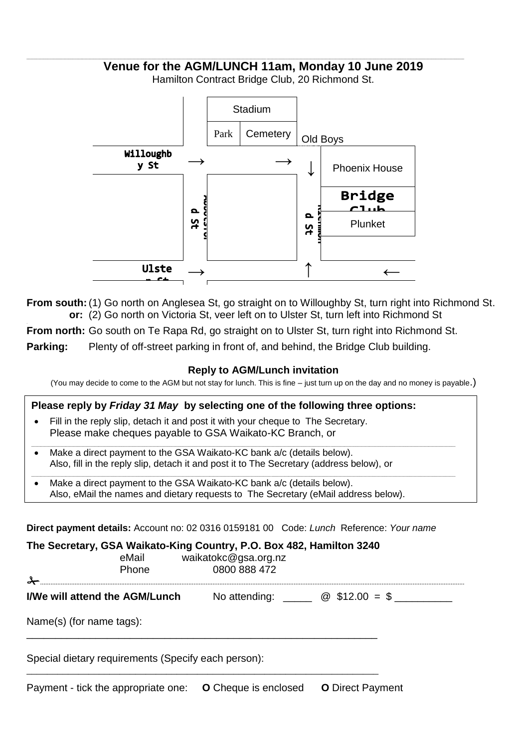## Venue for the AGM/LUNCH 11am, Monday 10 June 2019

Hamilton Contract Bridge Club, 20 Richmond St.

Stadium

Park

Cemetery

Old Boys

Willoughby St

Phoenix House

Bridge Club

Plunket

Anglesea St

Richmond St

Ulster St

**From south:** (1) Go north on Anglesea St, go straight on to Willoughby St, turn right into Richmond St.
**or:** (2) Go north on Victoria St, veer left on to Ulster St, turn left into Richmond St

**From north:** Go south on Te Rapa Rd, go straight on to Ulster St, turn right into Richmond St.

**Parking:** Plenty of off-street parking in front of, and behind, the Bridge Club building.

### Reply to AGM/Lunch invitation

(You may decide to come to the AGM but not stay for lunch. This is fine – just turn up on the day and no money is payable.)

**Please reply by *Friday 31 May* by selecting one of the following three options:**

- Fill in the reply slip, detach it and post it with your cheque to The Secretary. Please make cheques payable to GSA Waikato-KC Branch, or
- Make a direct payment to the GSA Waikato-KC bank a/c (details below). Also, fill in the reply slip, detach it and post it to The Secretary (address below), or
- Make a direct payment to the GSA Waikato-KC bank a/c (details below). Also, eMail the names and dietary requests to The Secretary (eMail address below).

**Direct payment details:** Account no: 02 0316 0159181 00 Code: *Lunch* Reference: *Your name*

**The Secretary, GSA Waikato-King Country, P.O. Box 482, Hamilton 3240**

eMail waikatokc@gsa.org.nz

Phone 0800 888 472

---

**I/We will attend the AGM/Lunch** No attending: _____ @ $12.00 = $ __________

Name(s) (for name tags):

_____________________________________________

Special dietary requirements (Specify each person):

_____________________________________________

Payment - tick the appropriate one: **O** Cheque is enclosed **O** Direct Payment